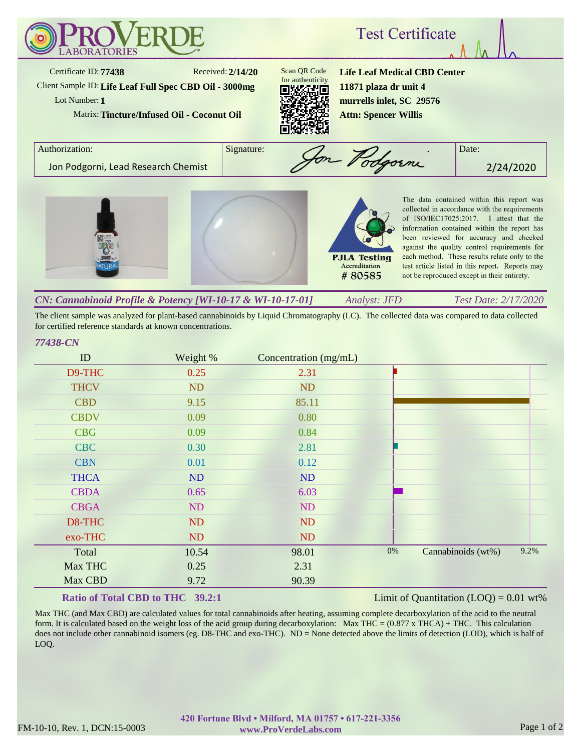# ProVerde Laboratories

## Test Certificate

Certificate ID: **77438**
Received: **2/14/20**
Client Sample ID: **Life Leaf Full Spec CBD Oil - 3000mg**
Lot Number: **1**
Matrix: **Tincture/Infused Oil - Coconut Oil**

Scan QR Code for authenticity

**Life Leaf Medical CBD Center**
**11871 plaza dr unit 4**
**murrells inlet, SC 29576**
**Attn: Spencer Willis**

| Authorization: | Signature: | Date: |
|---|---|---|
| Jon Podgorni, Lead Research Chemist | Jon Podgorni | 2/24/2020 |

PJLA Testing Accreditation # 80585

The data contained within this report was collected in accordance with the requirements of ISO/IEC17025:2017. I attest that the information contained within this report has been reviewed for accuracy and checked against the quality control requirements for each method. These results relate only to the test article listed in this report. Reports may not be reproduced except in their entirety.

### *CN: Cannabinoid Profile & Potency [WI-10-17 & WI-10-17-01]* — *Analyst: JFD* — *Test Date: 2/17/2020*

The client sample was analyzed for plant-based cannabinoids by Liquid Chromatography (LC). The collected data was compared to data collected for certified reference standards at known concentrations.

*77438-CN*

| ID | Weight % | Concentration (mg/mL) |
|---|---|---|
| D9-THC | 0.25 | 2.31 |
| THCV | ND | ND |
| CBD | 9.15 | 85.11 |
| CBDV | 0.09 | 0.80 |
| CBG | 0.09 | 0.84 |
| CBC | 0.30 | 2.81 |
| CBN | 0.01 | 0.12 |
| THCA | ND | ND |
| CBDA | 0.65 | 6.03 |
| CBGA | ND | ND |
| D8-THC | ND | ND |
| exo-THC | ND | ND |
| Total | 10.54 | 98.01 |
| Max THC | 0.25 | 2.31 |
| Max CBD | 9.72 | 90.39 |

Cannabinoids (wt%): 0% – 9.2%

**Ratio of Total CBD to THC 39.2:1**

Limit of Quantitation (LOQ) = 0.01 wt%

Max THC (and Max CBD) are calculated values for total cannabinoids after heating, assuming complete decarboxylation of the acid to the neutral form. It is calculated based on the weight loss of the acid group during decarboxylation: Max THC = (0.877 x THCA) + THC. This calculation does not include other cannabinoid isomers (eg. D8-THC and exo-THC). ND = None detected above the limits of detection (LOD), which is half of LOQ.

FM-10-10, Rev. 1, DCN:15-0003

420 Fortune Blvd • Milford, MA 01757 • 617-221-3356
www.ProVerdeLabs.com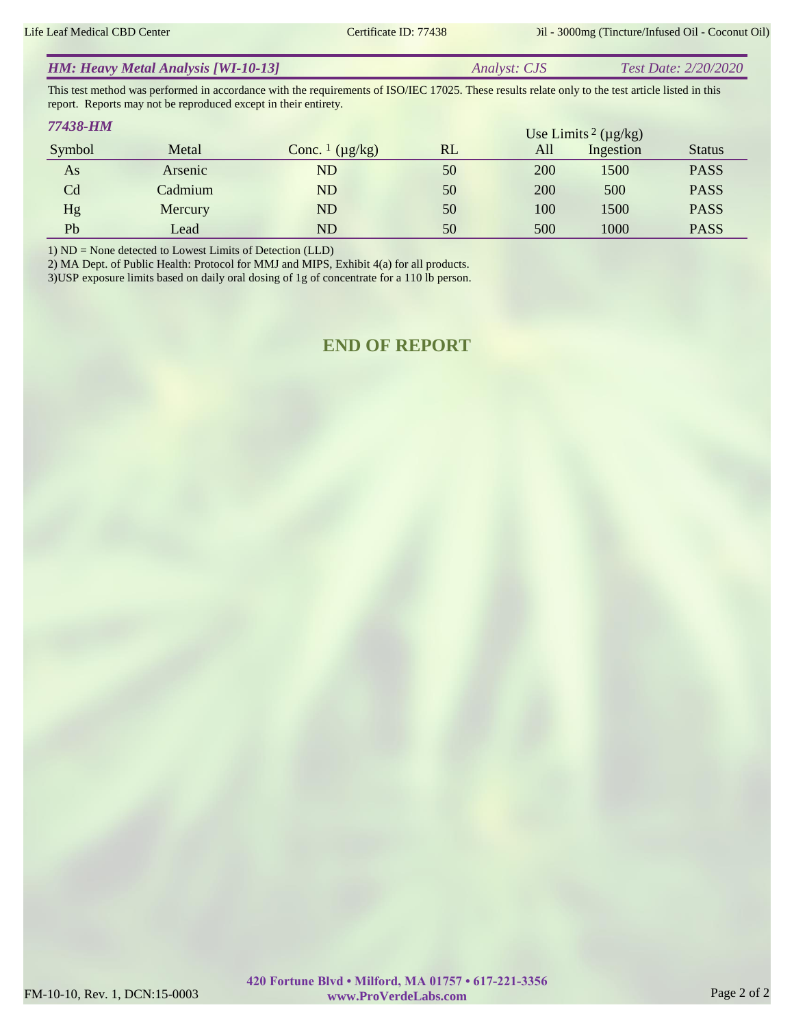## *HM: Heavy Metal Analysis [WI-10-13]*

*Analyst: CJS* *Test Date: 2/20/2020*

This test method was performed in accordance with the requirements of ISO/IEC 17025. These results relate only to the test article listed in this report. Reports may not be reproduced except in their entirety.

### *77438-HM*

| Symbol | Metal | Conc. [1] (µg/kg) | RL | Use Limits [2] (µg/kg) | | Status |
|---|---|---|---|---|---|---|
| | | | | All | Ingestion | |
| As | Arsenic | ND | 50 | 200 | 1500 | PASS |
| Cd | Cadmium | ND | 50 | 200 | 500 | PASS |
| Hg | Mercury | ND | 50 | 100 | 1500 | PASS |
| Pb | Lead | ND | 50 | 500 | 1000 | PASS |

1) ND = None detected to Lowest Limits of Detection (LLD)
2) MA Dept. of Public Health: Protocol for MMJ and MIPS, Exhibit 4(a) for all products.
3)USP exposure limits based on daily oral dosing of 1g of concentrate for a 110 lb person.

**END OF REPORT**